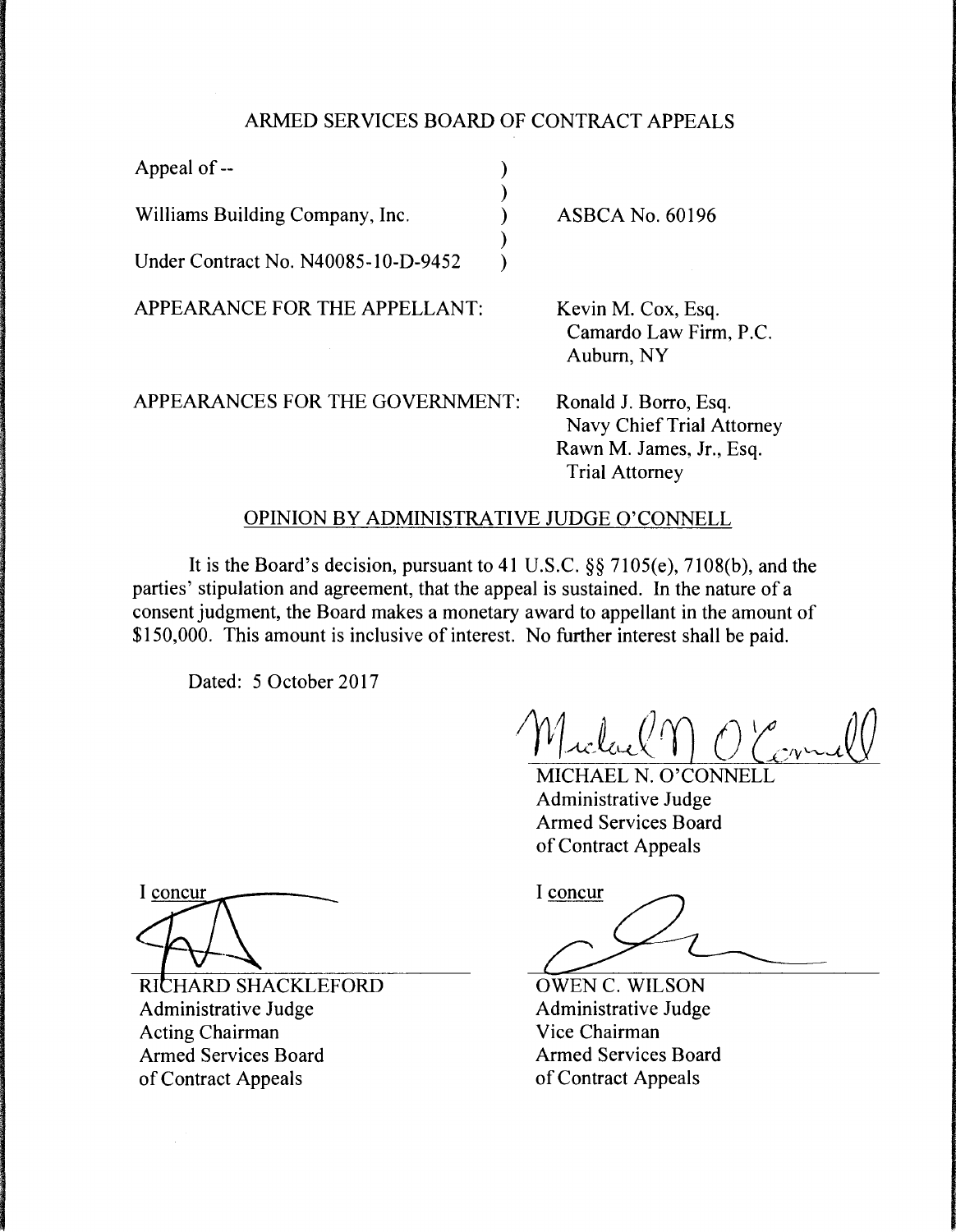# ARMED SERVICES BOARD OF CONTRACT APPEALS

Appeal of --

Williams Building Company, Inc. ) ASBCA No. 60196

Under Contract No. N40085-10-D-9452

APPEARANCE FOR THE APPELLANT: Kevin M. Cox, Esq.
Camardo Law Firm, P.C.
Auburn, NY

APPEARANCES FOR THE GOVERNMENT: Ronald J. Borro, Esq.
Navy Chief Trial Attorney
Rawn M. James, Jr., Esq.
Trial Attorney

## OPINION BY ADMINISTRATIVE JUDGE O'CONNELL

It is the Board's decision, pursuant to 41 U.S.C. §§ 7105(e), 7108(b), and the parties' stipulation and agreement, that the appeal is sustained. In the nature of a consent judgment, the Board makes a monetary award to appellant in the amount of $150,000. This amount is inclusive of interest. No further interest shall be paid.

Dated: 5 October 2017

MICHAEL N. O'CONNELL
Administrative Judge
Armed Services Board
of Contract Appeals

I concur

RICHARD SHACKLEFORD
Administrative Judge
Acting Chairman
Armed Services Board
of Contract Appeals

I concur

OWEN C. WILSON
Administrative Judge
Vice Chairman
Armed Services Board
of Contract Appeals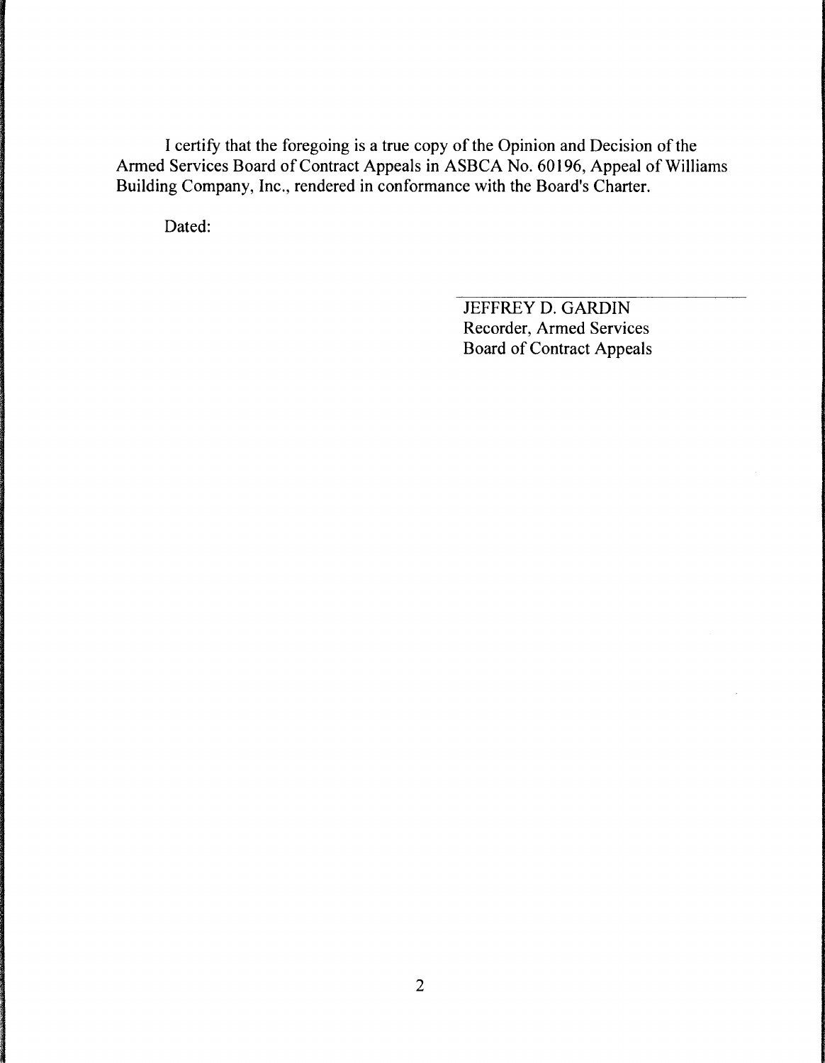I certify that the foregoing is a true copy of the Opinion and Decision of the Armed Services Board of Contract Appeals in ASBCA No. 60196, Appeal of Williams Building Company, Inc., rendered in conformance with the Board's Charter.

Dated:

JEFFREY D. GARDIN
Recorder, Armed Services
Board of Contract Appeals